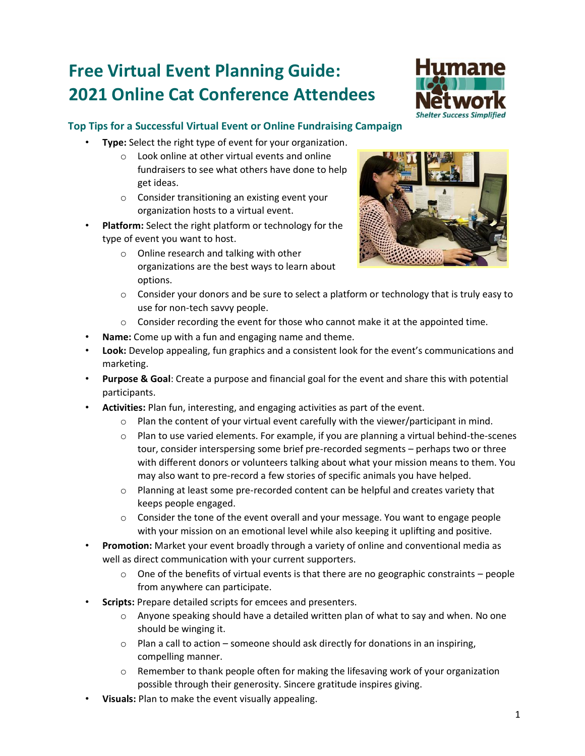# Free Virtual Event Planning Guide: 2021 Online Cat Conference Attendees

## Top Tips for a Successful Virtual Event or Online Fundraising Campaign

- **Type:** Select the right type of event for your organization.
  - Look online at other virtual events and online fundraisers to see what others have done to help get ideas.
  - Consider transitioning an existing event your organization hosts to a virtual event.
- **Platform:** Select the right platform or technology for the type of event you want to host.
  - Online research and talking with other organizations are the best ways to learn about options.
  - Consider your donors and be sure to select a platform or technology that is truly easy to use for non-tech savvy people.
  - Consider recording the event for those who cannot make it at the appointed time.
- **Name:** Come up with a fun and engaging name and theme.
- **Look:** Develop appealing, fun graphics and a consistent look for the event's communications and marketing.
- **Purpose & Goal**: Create a purpose and financial goal for the event and share this with potential participants.
- **Activities:** Plan fun, interesting, and engaging activities as part of the event.
  - Plan the content of your virtual event carefully with the viewer/participant in mind.
  - Plan to use varied elements. For example, if you are planning a virtual behind-the-scenes tour, consider interspersing some brief pre-recorded segments – perhaps two or three with different donors or volunteers talking about what your mission means to them. You may also want to pre-record a few stories of specific animals you have helped.
  - Planning at least some pre-recorded content can be helpful and creates variety that keeps people engaged.
  - Consider the tone of the event overall and your message. You want to engage people with your mission on an emotional level while also keeping it uplifting and positive.
- **Promotion:** Market your event broadly through a variety of online and conventional media as well as direct communication with your current supporters.
  - One of the benefits of virtual events is that there are no geographic constraints – people from anywhere can participate.
- **Scripts:** Prepare detailed scripts for emcees and presenters.
  - Anyone speaking should have a detailed written plan of what to say and when. No one should be winging it.
  - Plan a call to action – someone should ask directly for donations in an inspiring, compelling manner.
  - Remember to thank people often for making the lifesaving work of your organization possible through their generosity. Sincere gratitude inspires giving.
- **Visuals:** Plan to make the event visually appealing.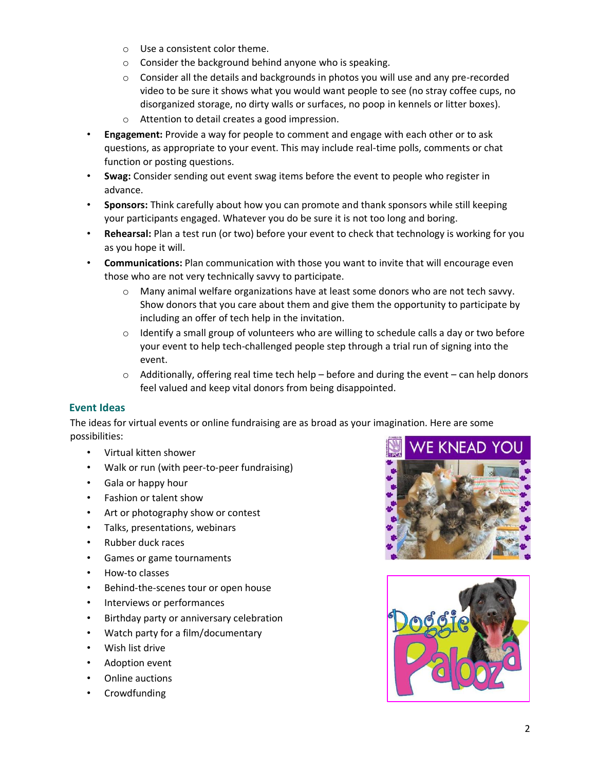- Use a consistent color theme.
    - Consider the background behind anyone who is speaking.
    - Consider all the details and backgrounds in photos you will use and any pre-recorded video to be sure it shows what you would want people to see (no stray coffee cups, no disorganized storage, no dirty walls or surfaces, no poop in kennels or litter boxes).
    - Attention to detail creates a good impression.
- **Engagement:** Provide a way for people to comment and engage with each other or to ask questions, as appropriate to your event. This may include real-time polls, comments or chat function or posting questions.
- **Swag:** Consider sending out event swag items before the event to people who register in advance.
- **Sponsors:** Think carefully about how you can promote and thank sponsors while still keeping your participants engaged. Whatever you do be sure it is not too long and boring.
- **Rehearsal:** Plan a test run (or two) before your event to check that technology is working for you as you hope it will.
- **Communications:** Plan communication with those you want to invite that will encourage even those who are not very technically savvy to participate.
    - Many animal welfare organizations have at least some donors who are not tech savvy. Show donors that you care about them and give them the opportunity to participate by including an offer of tech help in the invitation.
    - Identify a small group of volunteers who are willing to schedule calls a day or two before your event to help tech-challenged people step through a trial run of signing into the event.
    - Additionally, offering real time tech help – before and during the event – can help donors feel valued and keep vital donors from being disappointed.

## Event Ideas

The ideas for virtual events or online fundraising are as broad as your imagination. Here are some possibilities:

- Virtual kitten shower
- Walk or run (with peer-to-peer fundraising)
- Gala or happy hour
- Fashion or talent show
- Art or photography show or contest
- Talks, presentations, webinars
- Rubber duck races
- Games or game tournaments
- How-to classes
- Behind-the-scenes tour or open house
- Interviews or performances
- Birthday party or anniversary celebration
- Watch party for a film/documentary
- Wish list drive
- Adoption event
- Online auctions
- Crowdfunding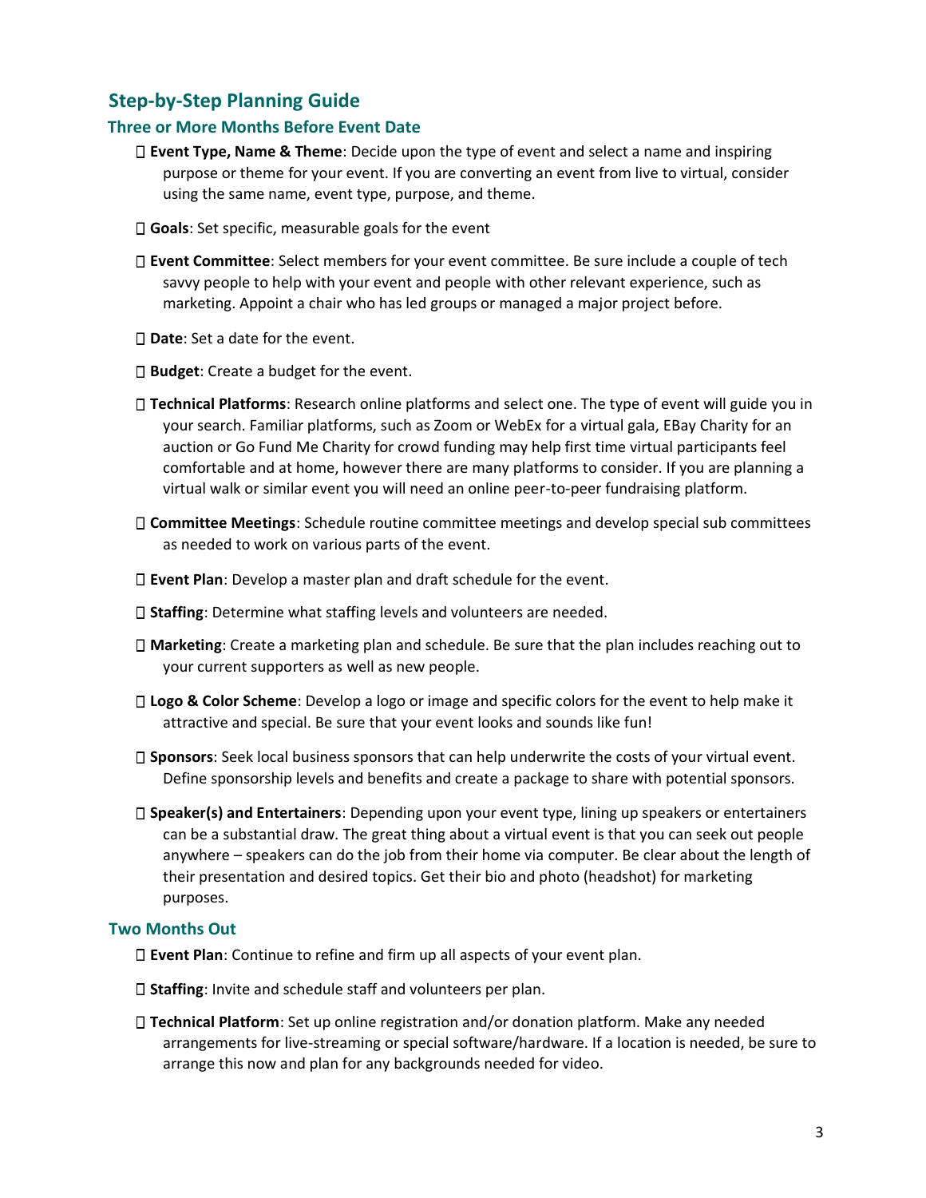## Step-by-Step Planning Guide

### Three or More Months Before Event Date

- [ ] **Event Type, Name & Theme**: Decide upon the type of event and select a name and inspiring purpose or theme for your event. If you are converting an event from live to virtual, consider using the same name, event type, purpose, and theme.

- [ ] **Goals**: Set specific, measurable goals for the event

- [ ] **Event Committee**: Select members for your event committee. Be sure include a couple of tech savvy people to help with your event and people with other relevant experience, such as marketing. Appoint a chair who has led groups or managed a major project before.

- [ ] **Date**: Set a date for the event.

- [ ] **Budget**: Create a budget for the event.

- [ ] **Technical Platforms**: Research online platforms and select one. The type of event will guide you in your search. Familiar platforms, such as Zoom or WebEx for a virtual gala, EBay Charity for an auction or Go Fund Me Charity for crowd funding may help first time virtual participants feel comfortable and at home, however there are many platforms to consider. If you are planning a virtual walk or similar event you will need an online peer-to-peer fundraising platform.

- [ ] **Committee Meetings**: Schedule routine committee meetings and develop special sub committees as needed to work on various parts of the event.

- [ ] **Event Plan**: Develop a master plan and draft schedule for the event.

- [ ] **Staffing**: Determine what staffing levels and volunteers are needed.

- [ ] **Marketing**: Create a marketing plan and schedule. Be sure that the plan includes reaching out to your current supporters as well as new people.

- [ ] **Logo & Color Scheme**: Develop a logo or image and specific colors for the event to help make it attractive and special. Be sure that your event looks and sounds like fun!

- [ ] **Sponsors**: Seek local business sponsors that can help underwrite the costs of your virtual event. Define sponsorship levels and benefits and create a package to share with potential sponsors.

- [ ] **Speaker(s) and Entertainers**: Depending upon your event type, lining up speakers or entertainers can be a substantial draw. The great thing about a virtual event is that you can seek out people anywhere – speakers can do the job from their home via computer. Be clear about the length of their presentation and desired topics. Get their bio and photo (headshot) for marketing purposes.

### Two Months Out

- [ ] **Event Plan**: Continue to refine and firm up all aspects of your event plan.

- [ ] **Staffing**: Invite and schedule staff and volunteers per plan.

- [ ] **Technical Platform**: Set up online registration and/or donation platform. Make any needed arrangements for live-streaming or special software/hardware. If a location is needed, be sure to arrange this now and plan for any backgrounds needed for video.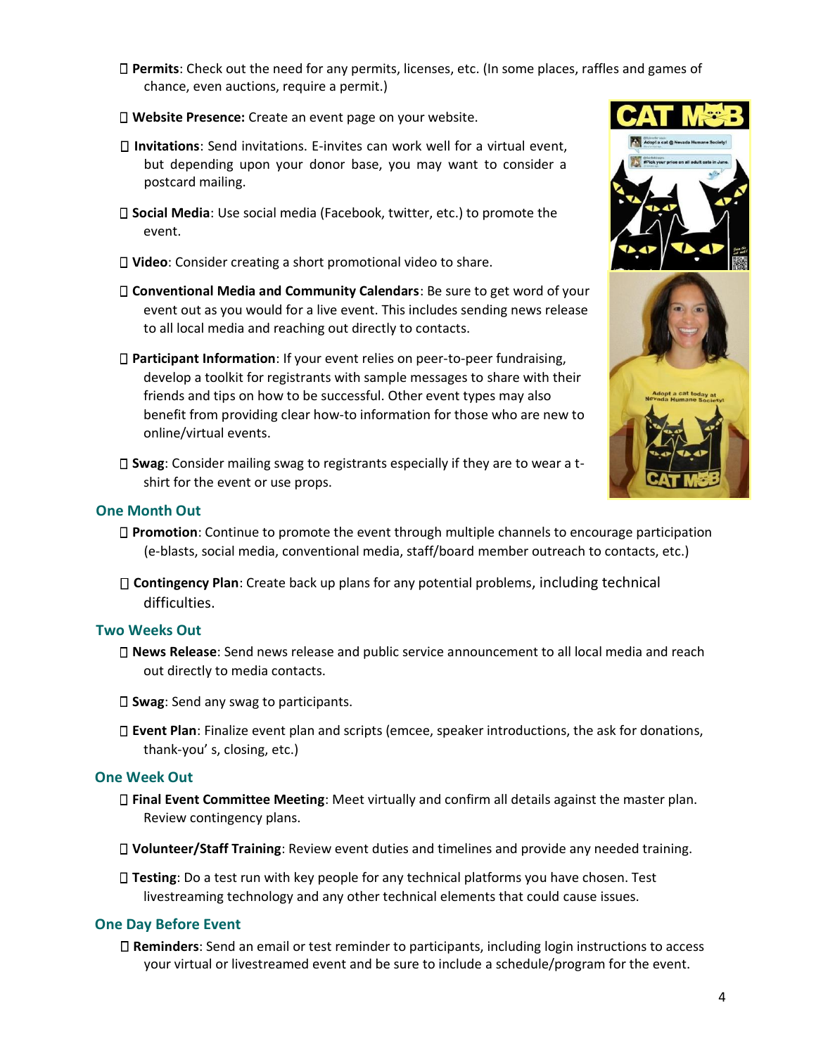- **Permits**: Check out the need for any permits, licenses, etc. (In some places, raffles and games of chance, even auctions, require a permit.)
- **Website Presence:** Create an event page on your website.
- **Invitations**: Send invitations. E-invites can work well for a virtual event, but depending upon your donor base, you may want to consider a postcard mailing.
- **Social Media**: Use social media (Facebook, twitter, etc.) to promote the event.
- **Video**: Consider creating a short promotional video to share.
- **Conventional Media and Community Calendars**: Be sure to get word of your event out as you would for a live event. This includes sending news release to all local media and reaching out directly to contacts.
- **Participant Information**: If your event relies on peer-to-peer fundraising, develop a toolkit for registrants with sample messages to share with their friends and tips on how to be successful. Other event types may also benefit from providing clear how-to information for those who are new to online/virtual events.
- **Swag**: Consider mailing swag to registrants especially if they are to wear a t-shirt for the event or use props.

### One Month Out

- **Promotion**: Continue to promote the event through multiple channels to encourage participation (e-blasts, social media, conventional media, staff/board member outreach to contacts, etc.)
- **Contingency Plan**: Create back up plans for any potential problems, including technical difficulties.

### Two Weeks Out

- **News Release**: Send news release and public service announcement to all local media and reach out directly to media contacts.
- **Swag**: Send any swag to participants.
- **Event Plan**: Finalize event plan and scripts (emcee, speaker introductions, the ask for donations, thank-you' s, closing, etc.)

### One Week Out

- **Final Event Committee Meeting**: Meet virtually and confirm all details against the master plan. Review contingency plans.
- **Volunteer/Staff Training**: Review event duties and timelines and provide any needed training.
- **Testing**: Do a test run with key people for any technical platforms you have chosen. Test livestreaming technology and any other technical elements that could cause issues.

### One Day Before Event

- **Reminders**: Send an email or test reminder to participants, including login instructions to access your virtual or livestreamed event and be sure to include a schedule/program for the event.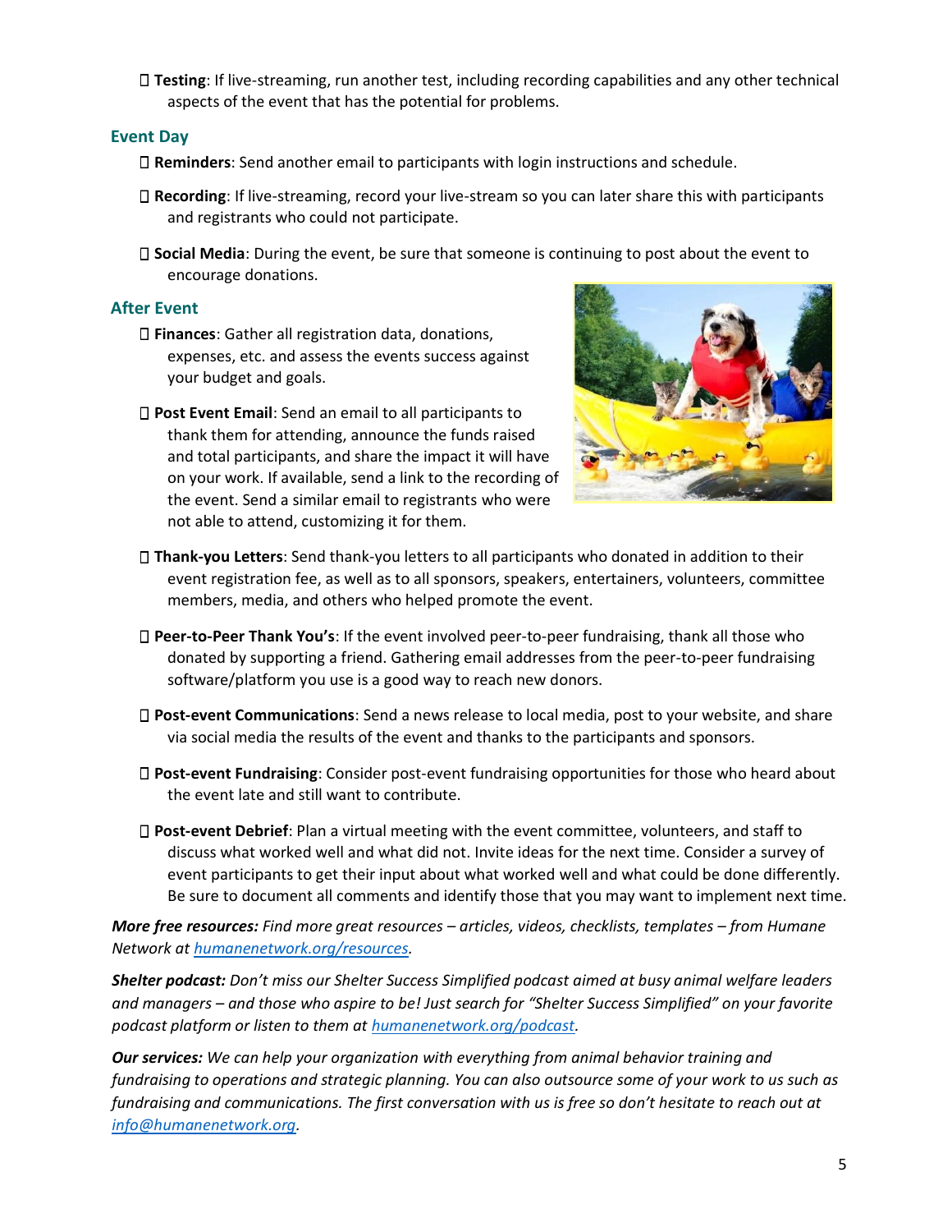- [ ] **Testing**: If live-streaming, run another test, including recording capabilities and any other technical aspects of the event that has the potential for problems.

### Event Day

- [ ] **Reminders**: Send another email to participants with login instructions and schedule.
- [ ] **Recording**: If live-streaming, record your live-stream so you can later share this with participants and registrants who could not participate.
- [ ] **Social Media**: During the event, be sure that someone is continuing to post about the event to encourage donations.

### After Event

- [ ] **Finances**: Gather all registration data, donations, expenses, etc. and assess the events success against your budget and goals.
- [ ] **Post Event Email**: Send an email to all participants to thank them for attending, announce the funds raised and total participants, and share the impact it will have on your work. If available, send a link to the recording of the event. Send a similar email to registrants who were not able to attend, customizing it for them.
- [ ] **Thank-you Letters**: Send thank-you letters to all participants who donated in addition to their event registration fee, as well as to all sponsors, speakers, entertainers, volunteers, committee members, media, and others who helped promote the event.
- [ ] **Peer-to-Peer Thank You's**: If the event involved peer-to-peer fundraising, thank all those who donated by supporting a friend. Gathering email addresses from the peer-to-peer fundraising software/platform you use is a good way to reach new donors.
- [ ] **Post-event Communications**: Send a news release to local media, post to your website, and share via social media the results of the event and thanks to the participants and sponsors.
- [ ] **Post-event Fundraising**: Consider post-event fundraising opportunities for those who heard about the event late and still want to contribute.
- [ ] **Post-event Debrief**: Plan a virtual meeting with the event committee, volunteers, and staff to discuss what worked well and what did not. Invite ideas for the next time. Consider a survey of event participants to get their input about what worked well and what could be done differently. Be sure to document all comments and identify those that you may want to implement next time.

***More free resources:** Find more great resources – articles, videos, checklists, templates – from Humane Network at [humanenetwork.org/resources](humanenetwork.org/resources).*

***Shelter podcast:** Don't miss our Shelter Success Simplified podcast aimed at busy animal welfare leaders and managers – and those who aspire to be! Just search for "Shelter Success Simplified" on your favorite podcast platform or listen to them at [humanenetwork.org/podcast](humanenetwork.org/podcast).*

***Our services:** We can help your organization with everything from animal behavior training and fundraising to operations and strategic planning. You can also outsource some of your work to us such as fundraising and communications. The first conversation with us is free so don't hesitate to reach out at [info@humanenetwork.org](mailto:info@humanenetwork.org).*